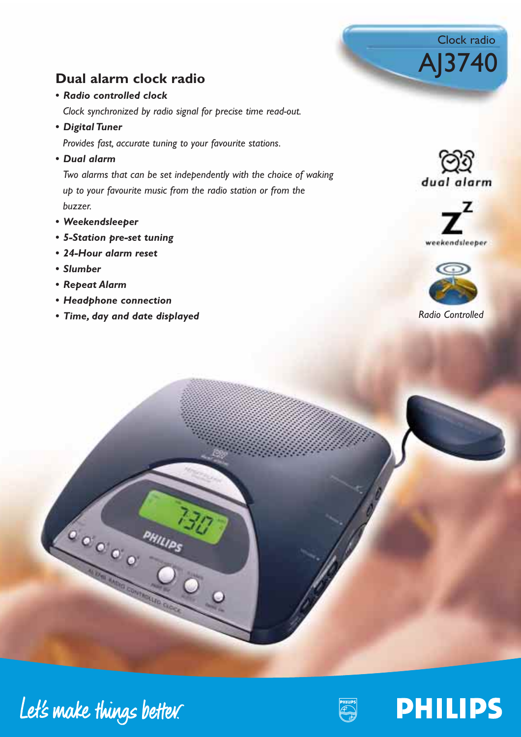Clock radio

# AJ3740

## Dual alarm clock radio

- ***Radio controlled clock***

  *Clock synchronized by radio signal for precise time read-out.*

- ***Digital Tuner***

  *Provides fast, accurate tuning to your favourite stations.*

- ***Dual alarm***

  *Two alarms that can be set independently with the choice of waking up to your favourite music from the radio station or from the buzzer.*

- ***Weekendsleeper***
- ***5-Station pre-set tuning***
- ***24-Hour alarm reset***
- ***Slumber***
- ***Repeat Alarm***
- ***Headphone connection***
- ***Time, day and date displayed***

dual alarm

weekendsleeper

*Radio Controlled*

Let's make things better.

PHILIPS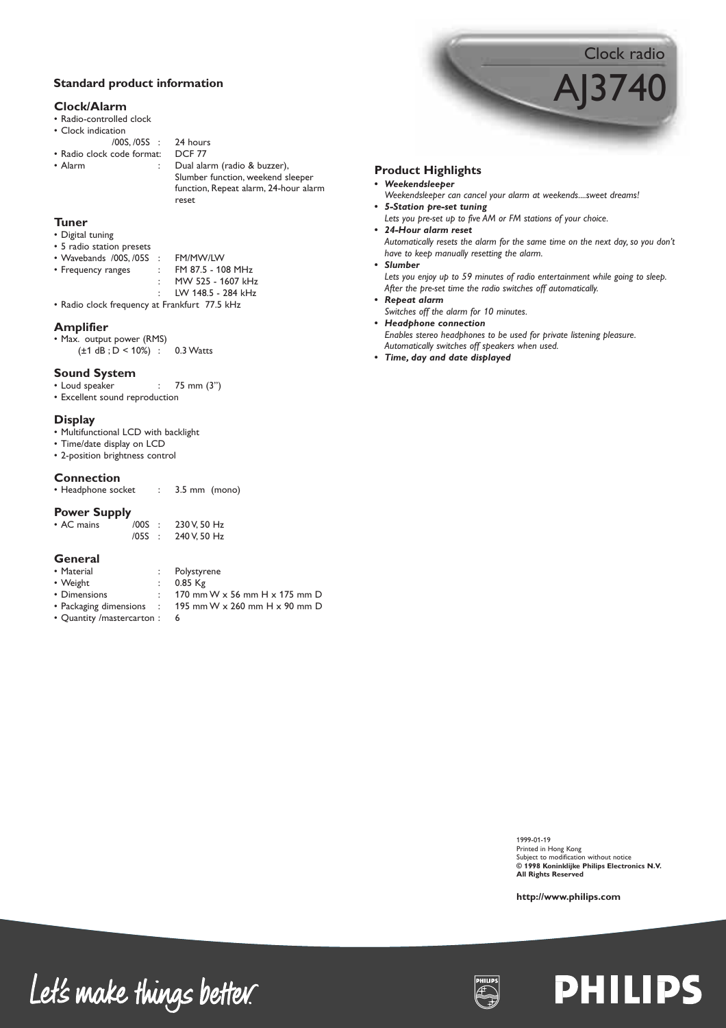# Clock radio AJ3740

## Standard product information

### Clock/Alarm
- Radio-controlled clock
- Clock indication
  /00S, /05S : 24 hours
- Radio clock code format: DCF 77
- Alarm : Dual alarm (radio & buzzer), Slumber function, weekend sleeper function, Repeat alarm, 24-hour alarm reset

### Tuner
- Digital tuning
- 5 radio station presets
- Wavebands /00S, /05S : FM/MW/LW
- Frequency ranges : FM 87.5 - 108 MHz
  : MW 525 - 1607 kHz
  : LW 148.5 - 284 kHz
- Radio clock frequency at Frankfurt 77.5 kHz

### Amplifier
- Max. output power (RMS)
  (±1 dB ; D < 10%) : 0.3 Watts

### Sound System
- Loud speaker : 75 mm (3")
- Excellent sound reproduction

### Display
- Multifunctional LCD with backlight
- Time/date display on LCD
- 2-position brightness control

### Connection
- Headphone socket : 3.5 mm (mono)

### Power Supply
- AC mains /00S : 230 V, 50 Hz
  /05S : 240 V, 50 Hz

### General
- Material : Polystyrene
- Weight : 0.85 Kg
- Dimensions : 170 mm W x 56 mm H x 175 mm D
- Packaging dimensions : 195 mm W x 260 mm H x 90 mm D
- Quantity /mastercarton : 6

## Product Highlights
- ***Weekendsleeper***
  *Weekendsleeper can cancel your alarm at weekends....sweet dreams!*
- ***5-Station pre-set tuning***
  *Lets you pre-set up to five AM or FM stations of your choice.*
- ***24-Hour alarm reset***
  *Automatically resets the alarm for the same time on the next day, so you don't have to keep manually resetting the alarm.*
- ***Slumber***
  *Lets you enjoy up to 59 minutes of radio entertainment while going to sleep. After the pre-set time the radio switches off automatically.*
- ***Repeat alarm***
  *Switches off the alarm for 10 minutes.*
- ***Headphone connection***
  *Enables stereo headphones to be used for private listening pleasure. Automatically switches off speakers when used.*
- ***Time, day and date displayed***

1999-01-19
Printed in Hong Kong
Subject to modification without notice
**© 1998 Koninklijke Philips Electronics N.V.**
**All Rights Reserved**

**http://www.philips.com**

Let's make things better.

PHILIPS